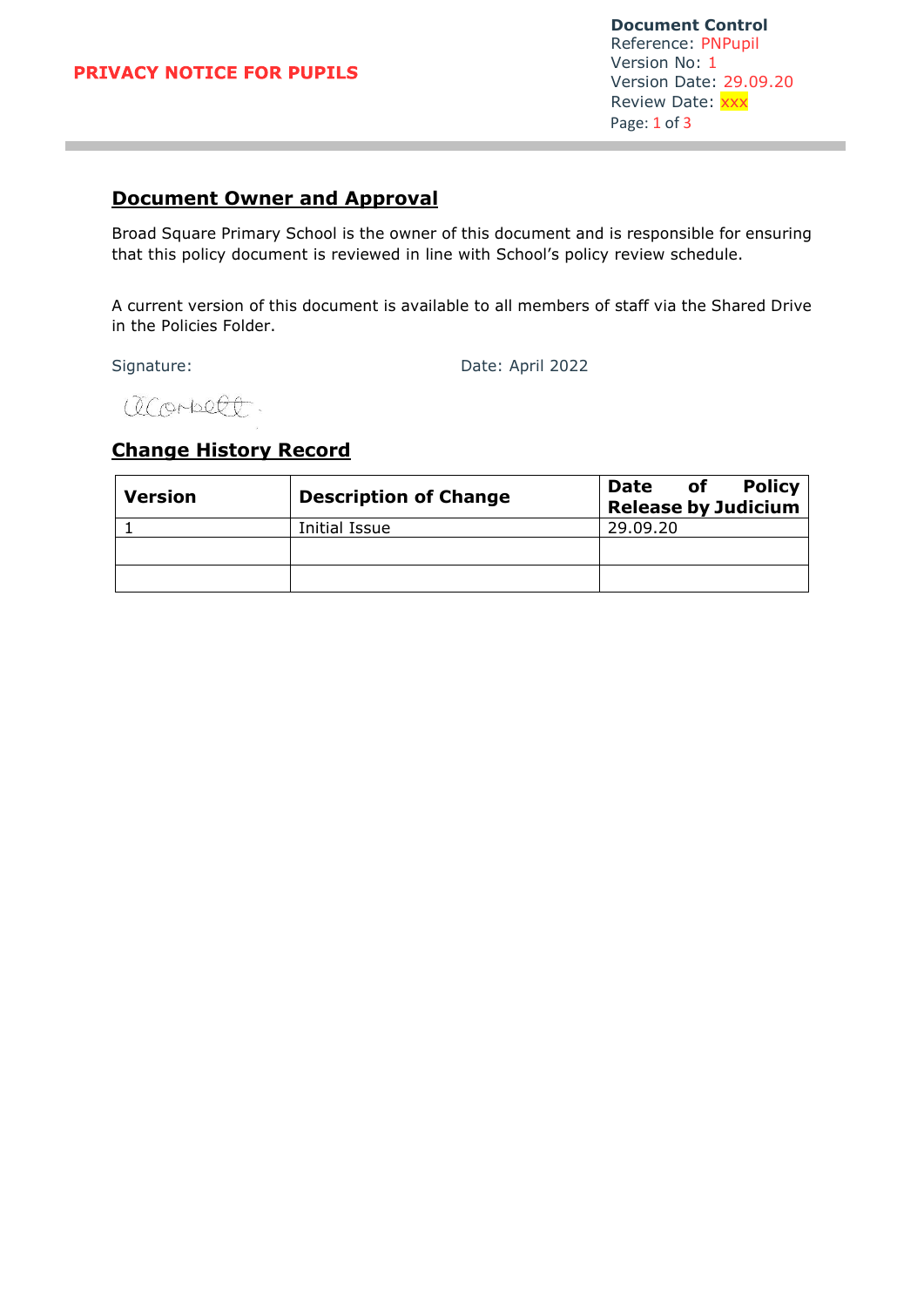**PRIVACY NOTICE FOR PUPILS**

**Document Control**
Reference: PNPupil
Version No: 1
Version Date: 29.09.20
Review Date: xxx

## Document Owner and Approval

Broad Square Primary School is the owner of this document and is responsible for ensuring that this policy document is reviewed in line with School's policy review schedule.

A current version of this document is available to all members of staff via the Shared Drive in the Policies Folder.

Signature: Date: April 2022

## Change History Record

| Version | Description of Change | Date of Policy Release by Judicium |
|---|---|---|
| 1 | Initial Issue | 29.09.20 |
| | | |
| | | |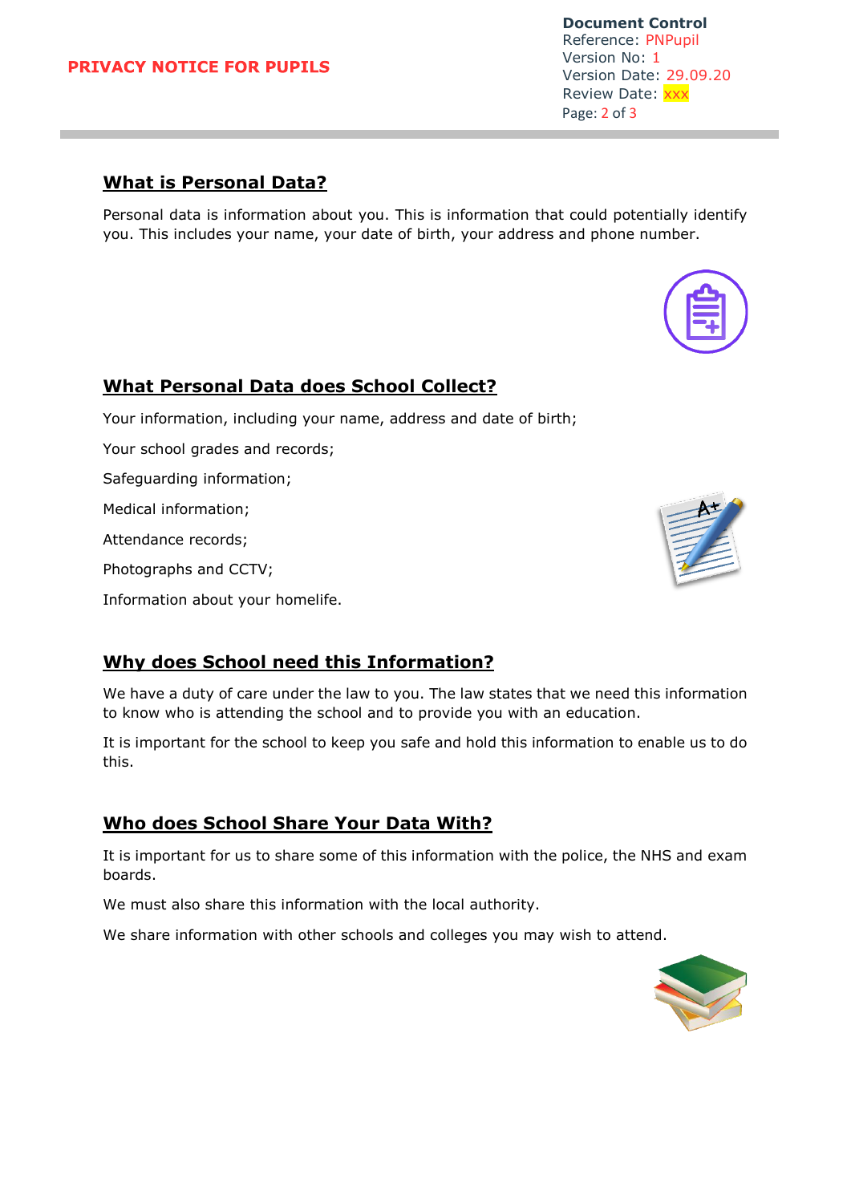## What is Personal Data?

Personal data is information about you. This is information that could potentially identify you. This includes your name, your date of birth, your address and phone number.

## What Personal Data does School Collect?

Your information, including your name, address and date of birth;

Your school grades and records;

Safeguarding information;

Medical information;

Attendance records;

Photographs and CCTV;

Information about your homelife.

## Why does School need this Information?

We have a duty of care under the law to you. The law states that we need this information to know who is attending the school and to provide you with an education.

It is important for the school to keep you safe and hold this information to enable us to do this.

## Who does School Share Your Data With?

It is important for us to share some of this information with the police, the NHS and exam boards.

We must also share this information with the local authority.

We share information with other schools and colleges you may wish to attend.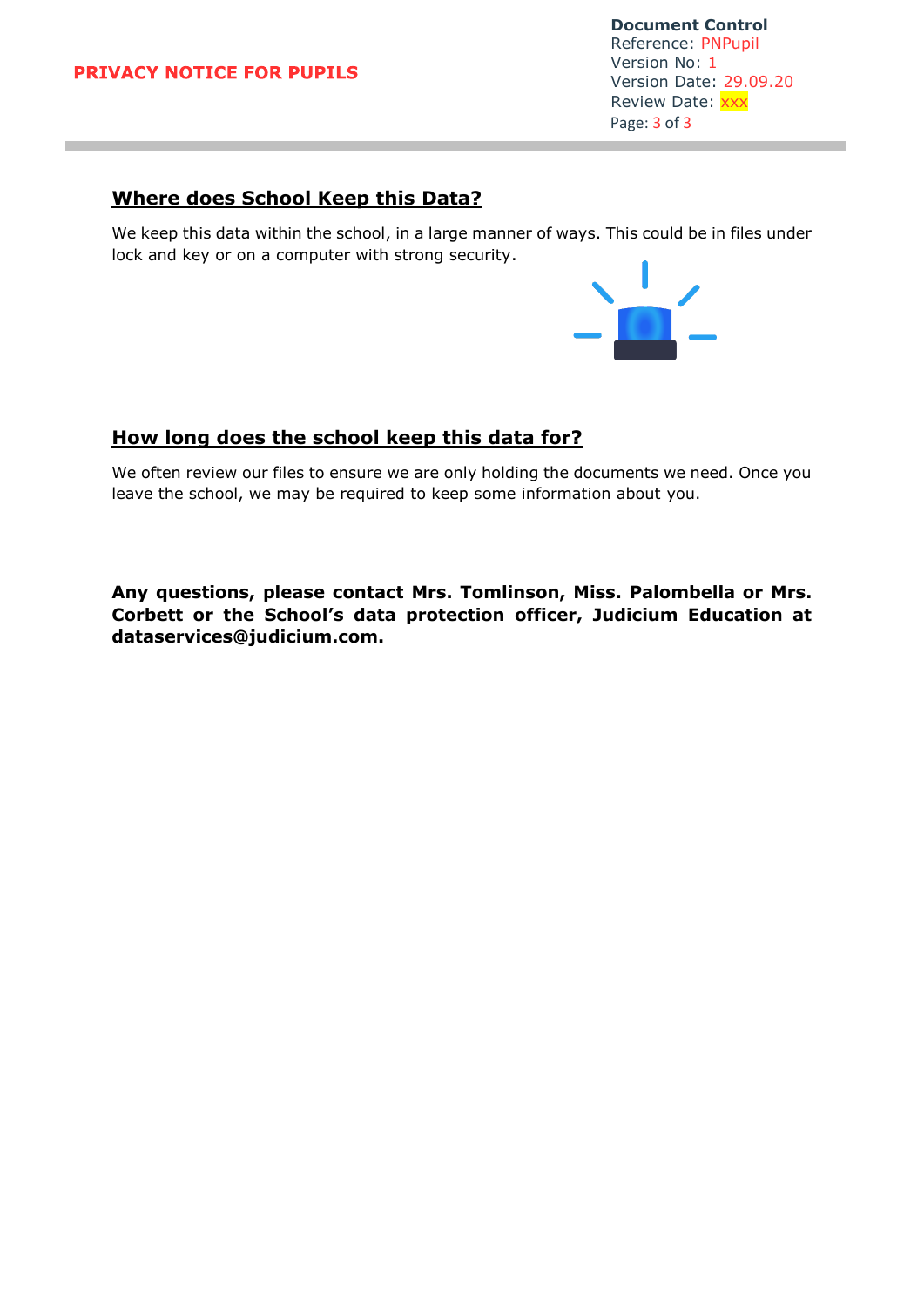## Where does School Keep this Data?

We keep this data within the school, in a large manner of ways. This could be in files under lock and key or on a computer with strong security.

## How long does the school keep this data for?

We often review our files to ensure we are only holding the documents we need. Once you leave the school, we may be required to keep some information about you.

**Any questions, please contact Mrs. Tomlinson, Miss. Palombella or Mrs. Corbett or the School's data protection officer, Judicium Education at dataservices@judicium.com.**